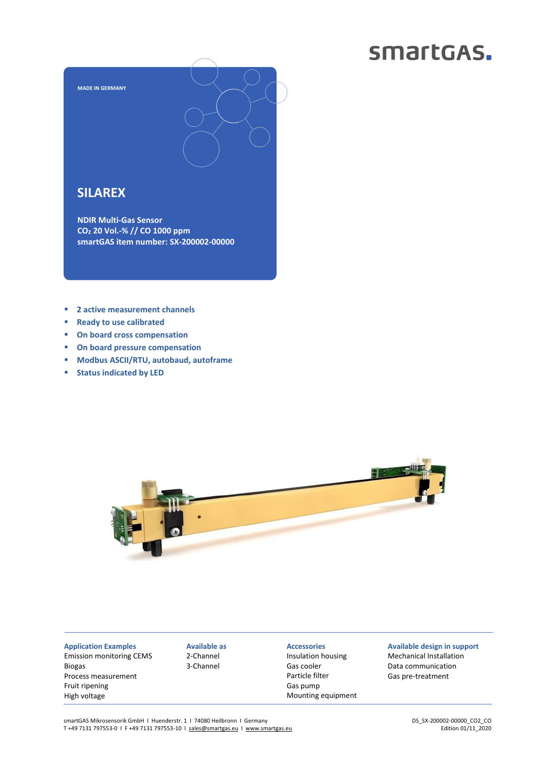smartGAS.

MADE IN GERMANY

# SILAREX

**NDIR Multi-Gas Sensor**
**$CO_2$ 20 Vol.-% // CO 1000 ppm**
**smartGAS item number: SX-200002-00000**

- **2 active measurement channels**
- **Ready to use calibrated**
- **On board cross compensation**
- **On board pressure compensation**
- **Modbus ASCII/RTU, autobaud, autoframe**
- **Status indicated by LED**

**Application Examples**
Emission monitoring CEMS
Biogas
Process measurement
Fruit ripening
High voltage

**Available as**
2-Channel
3-Channel

**Accessories**
Insulation housing
Gas cooler
Particle filter
Gas pump
Mounting equipment

**Available design in support**
Mechanical Installation
Data communication
Gas pre-treatment

smartGAS Mikrosensorik GmbH I Huenderstr. 1 I 74080 Heilbronn I Germany
T +49 7131 797553-0 I F +49 7131 797553-10 I sales@smartgas.eu I www.smartgas.eu

DS_SX-200002-00000_CO2_CO
Edition 01/11_2020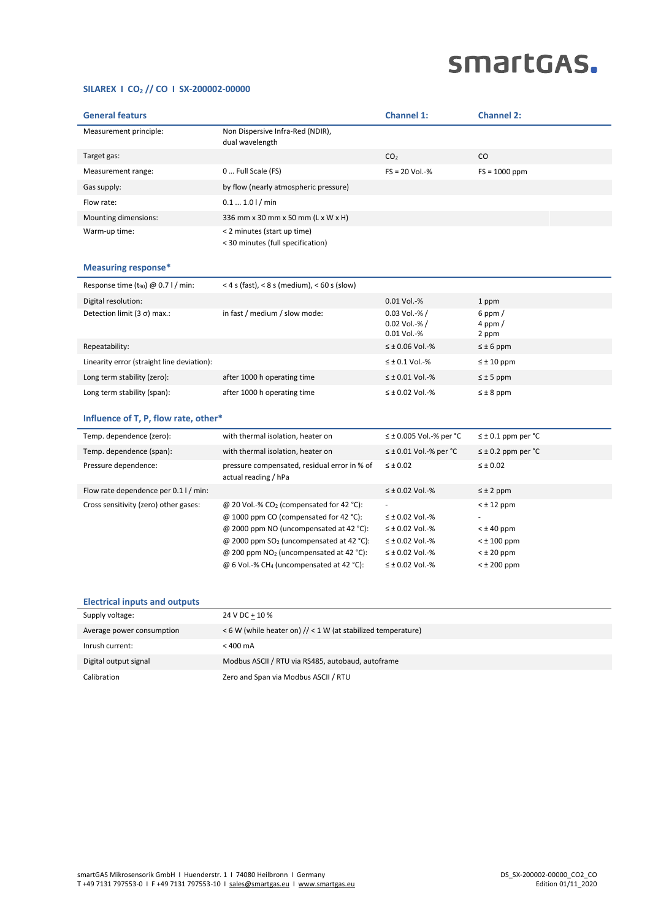# smartGAS.

## SILAREX I $CO_2$ // CO I SX-200002-00000

| General featurs | | Channel 1: | Channel 2: |
|---|---|---|---|
| Measurement principle: | Non Dispersive Infra-Red (NDIR), dual wavelength | | |
| Target gas: | | $CO_2$ | CO |
| Measurement range: | 0 … Full Scale (FS) | FS = 20 Vol.-% | FS = 1000 ppm |
| Gas supply: | by flow (nearly atmospheric pressure) | | |
| Flow rate: | 0.1 … 1.0 l / min | | |
| Mounting dimensions: | 336 mm x 30 mm x 50 mm (L x W x H) | | |
| Warm-up time: | < 2 minutes (start up time)<br>< 30 minutes (full specification) | | |

| Measuring response* | | | |
|---|---|---|---|
| Response time ($t_{90}$) @ 0.7 l / min: | < 4 s (fast), < 8 s (medium), < 60 s (slow) | | |
| Digital resolution: | | 0.01 Vol.-% | 1 ppm |
| Detection limit (3 σ) max.: | in fast / medium / slow mode: | 0.03 Vol.-% /<br>0.02 Vol.-% /<br>0.01 Vol.-% | 6 ppm /<br>4 ppm /<br>2 ppm |
| Repeatability: | | ≤ ± 0.06 Vol.-% | ≤ ± 6 ppm |
| Linearity error (straight line deviation): | | ≤ ± 0.1 Vol.-% | ≤ ± 10 ppm |
| Long term stability (zero): | after 1000 h operating time | ≤ ± 0.01 Vol.-% | ≤ ± 5 ppm |
| Long term stability (span): | after 1000 h operating time | ≤ ± 0.02 Vol.-% | ≤ ± 8 ppm |

| Influence of T, P, flow rate, other* | | | |
|---|---|---|---|
| Temp. dependence (zero): | with thermal isolation, heater on | ≤ ± 0.005 Vol.-% per °C | ≤ ± 0.1 ppm per °C |
| Temp. dependence (span): | with thermal isolation, heater on | ≤ ± 0.01 Vol.-% per °C | ≤ ± 0.2 ppm per °C |
| Pressure dependence: | pressure compensated, residual error in % of actual reading / hPa | ≤ ± 0.02 | ≤ ± 0.02 |
| Flow rate dependence per 0.1 l / min: | | ≤ ± 0.02 Vol.-% | ≤ ± 2 ppm |
| Cross sensitivity (zero) other gases: | @ 20 Vol.-% $CO_2$ (compensated for 42 °C): | - | < ± 12 ppm |
| | @ 1000 ppm CO (compensated for 42 °C): | ≤ ± 0.02 Vol.-% | - |
| | @ 2000 ppm NO (uncompensated at 42 °C): | ≤ ± 0.02 Vol.-% | < ± 40 ppm |
| | @ 2000 ppm $SO_2$ (uncompensated at 42 °C): | ≤ ± 0.02 Vol.-% | < ± 100 ppm |
| | @ 200 ppm $NO_2$ (uncompensated at 42 °C): | ≤ ± 0.02 Vol.-% | < ± 20 ppm |
| | @ 6 Vol.-% $CH_4$ (uncompensated at 42 °C): | ≤ ± 0.02 Vol.-% | < ± 200 ppm |

| Electrical inputs and outputs | |
|---|---|
| Supply voltage: | 24 V DC ± 10 % |
| Average power consumption | < 6 W (while heater on) // < 1 W (at stabilized temperature) |
| Inrush current: | < 400 mA |
| Digital output signal | Modbus ASCII / RTU via RS485, autobaud, autoframe |
| Calibration | Zero and Span via Modbus ASCII / RTU |

smartGAS Mikrosensorik GmbH I Huenderstr. 1 I 74080 Heilbronn I Germany
T +49 7131 797553-0 I F +49 7131 797553-10 I sales@smartgas.eu I www.smartgas.eu

DS_SX-200002-00000_CO2_CO
Edition 01/11_2020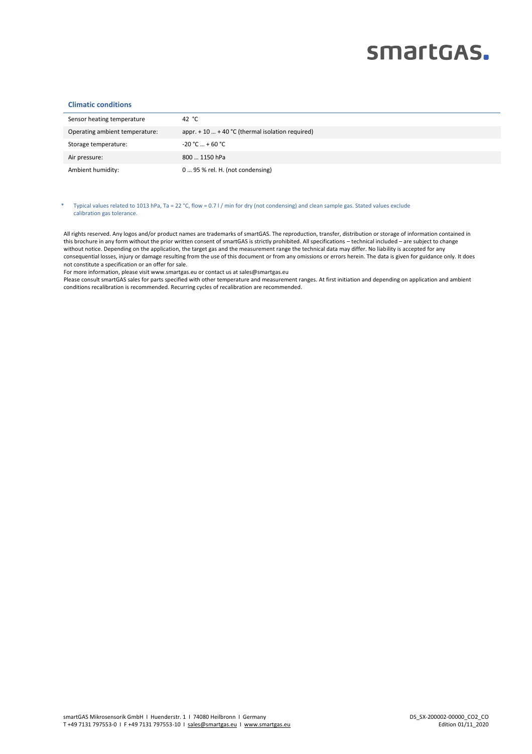## Climatic conditions

| | |
|---|---|
| Sensor heating temperature | 42 °C |
| Operating ambient temperature: | appr. + 10 … + 40 °C (thermal isolation required) |
| Storage temperature: | -20 °C … + 60 °C |
| Air pressure: | 800 … 1150 hPa |
| Ambient humidity: | 0 … 95 % rel. H. (not condensing) |

\* Typical values related to 1013 hPa, Ta = 22 °C, flow = 0.7 l / min for dry (not condensing) and clean sample gas. Stated values exclude calibration gas tolerance.

All rights reserved. Any logos and/or product names are trademarks of smartGAS. The reproduction, transfer, distribution or storage of information contained in this brochure in any form without the prior written consent of smartGAS is strictly prohibited. All specifications – technical included – are subject to change without notice. Depending on the application, the target gas and the measurement range the technical data may differ. No liability is accepted for any consequential losses, injury or damage resulting from the use of this document or from any omissions or errors herein. The data is given for guidance only. It does not constitute a specification or an offer for sale.

For more information, please visit www.smartgas.eu or contact us at sales@smartgas.eu

Please consult smartGAS sales for parts specified with other temperature and measurement ranges. At first initiation and depending on application and ambient conditions recalibration is recommended. Recurring cycles of recalibration are recommended.